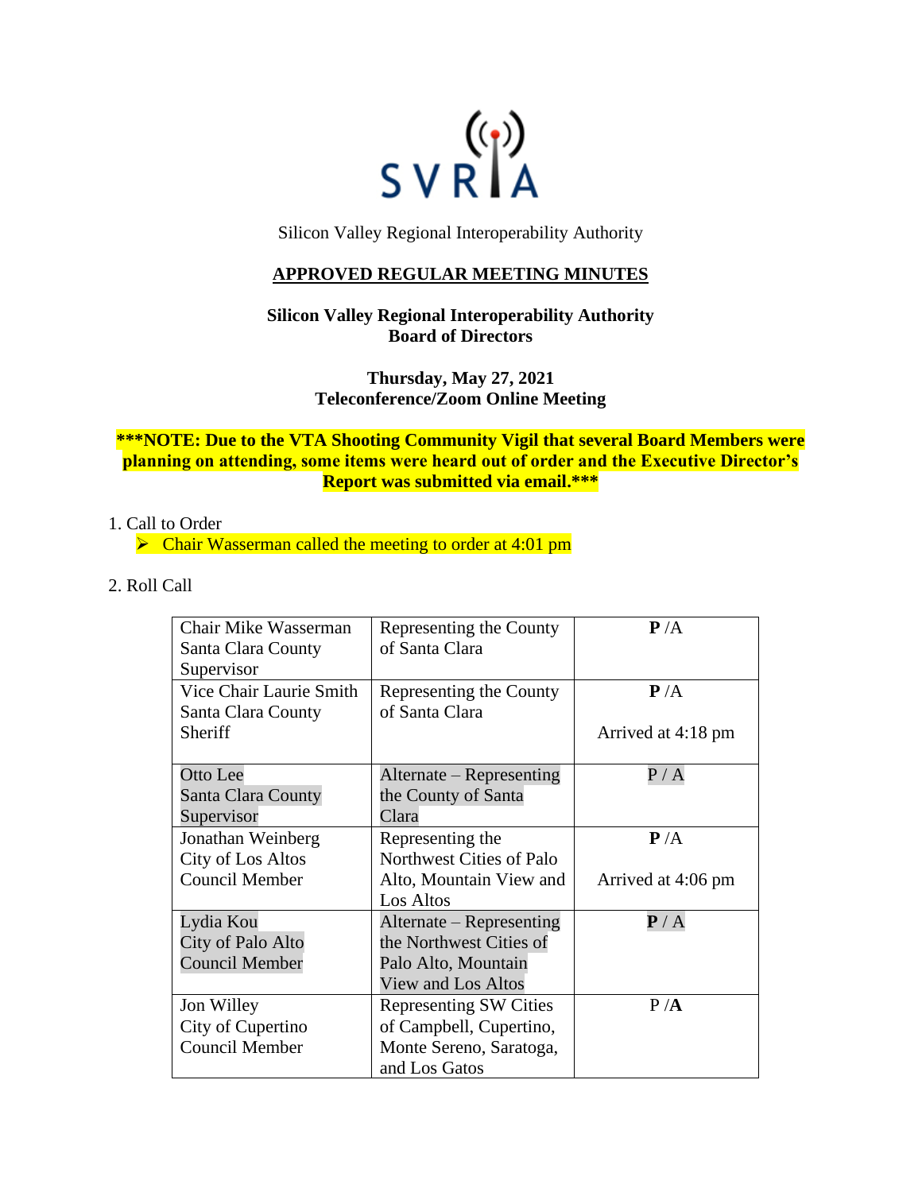SVRIA

Silicon Valley Regional Interoperability Authority

**APPROVED REGULAR MEETING MINUTES**

**Silicon Valley Regional Interoperability Authority**
**Board of Directors**

**Thursday, May 27, 2021**
**Teleconference/Zoom Online Meeting**

**\*\*\*NOTE: Due to the VTA Shooting Community Vigil that several Board Members were planning on attending, some items were heard out of order and the Executive Director's Report was submitted via email.\*\*\***

1. Call to Order
   - Chair Wasserman called the meeting to order at 4:01 pm

2. Roll Call

| | | |
|---|---|---|
| Chair Mike Wasserman Santa Clara County Supervisor | Representing the County of Santa Clara | **P** /A |
| Vice Chair Laurie Smith Santa Clara County Sheriff | Representing the County of Santa Clara | **P** /A<br>Arrived at 4:18 pm |
| Otto Lee Santa Clara County Supervisor | Alternate – Representing the County of Santa Clara | P / A |
| Jonathan Weinberg City of Los Altos Council Member | Representing the Northwest Cities of Palo Alto, Mountain View and Los Altos | **P** /A<br>Arrived at 4:06 pm |
| Lydia Kou City of Palo Alto Council Member | Alternate – Representing the Northwest Cities of Palo Alto, Mountain View and Los Altos | **P** / A |
| Jon Willey City of Cupertino Council Member | Representing SW Cities of Campbell, Cupertino, Monte Sereno, Saratoga, and Los Gatos | P /**A** |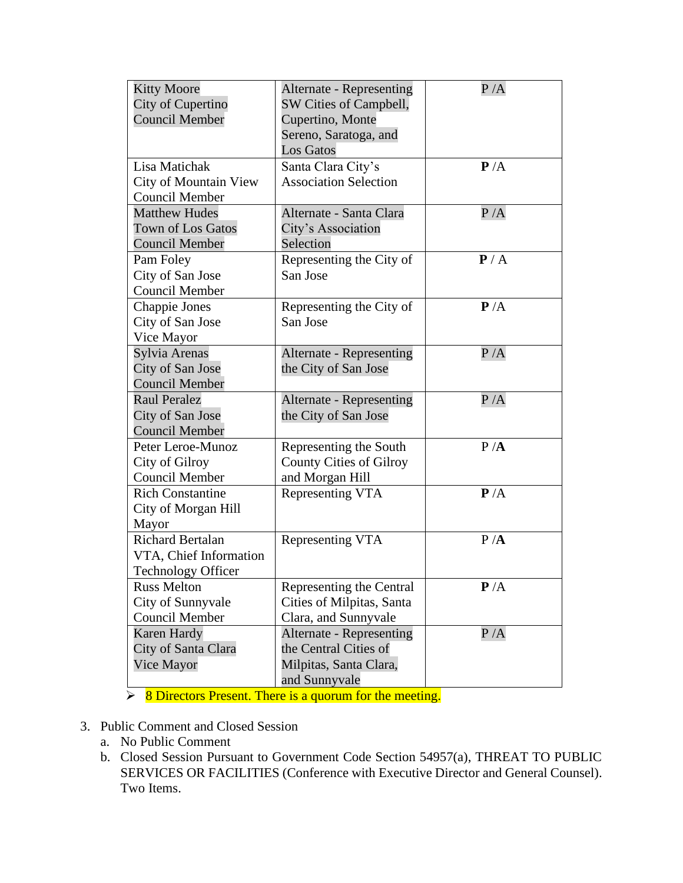| | | |
|---|---|---|
| Kitty Moore<br>City of Cupertino<br>Council Member | Alternate - Representing SW Cities of Campbell, Cupertino, Monte Sereno, Saratoga, and Los Gatos | P /A |
| Lisa Matichak<br>City of Mountain View<br>Council Member | Santa Clara City's Association Selection | **P** /A |
| Matthew Hudes<br>Town of Los Gatos<br>Council Member | Alternate - Santa Clara City's Association Selection | P /A |
| Pam Foley<br>City of San Jose<br>Council Member | Representing the City of San Jose | **P** / A |
| Chappie Jones<br>City of San Jose<br>Vice Mayor | Representing the City of San Jose | **P** /A |
| Sylvia Arenas<br>City of San Jose<br>Council Member | Alternate - Representing the City of San Jose | P /A |
| Raul Peralez<br>City of San Jose<br>Council Member | Alternate - Representing the City of San Jose | P /A |
| Peter Leroe-Munoz<br>City of Gilroy<br>Council Member | Representing the South County Cities of Gilroy and Morgan Hill | P /**A** |
| Rich Constantine<br>City of Morgan Hill<br>Mayor | Representing VTA | **P** /A |
| Richard Bertalan<br>VTA, Chief Information Technology Officer | Representing VTA | P /**A** |
| Russ Melton<br>City of Sunnyvale<br>Council Member | Representing the Central Cities of Milpitas, Santa Clara, and Sunnyvale | **P** /A |
| Karen Hardy<br>City of Santa Clara<br>Vice Mayor | Alternate - Representing the Central Cities of Milpitas, Santa Clara, and Sunnyvale | P /A |

- 8 Directors Present. There is a quorum for the meeting.

3. Public Comment and Closed Session
   a. No Public Comment
   b. Closed Session Pursuant to Government Code Section 54957(a), THREAT TO PUBLIC SERVICES OR FACILITIES (Conference with Executive Director and General Counsel). Two Items.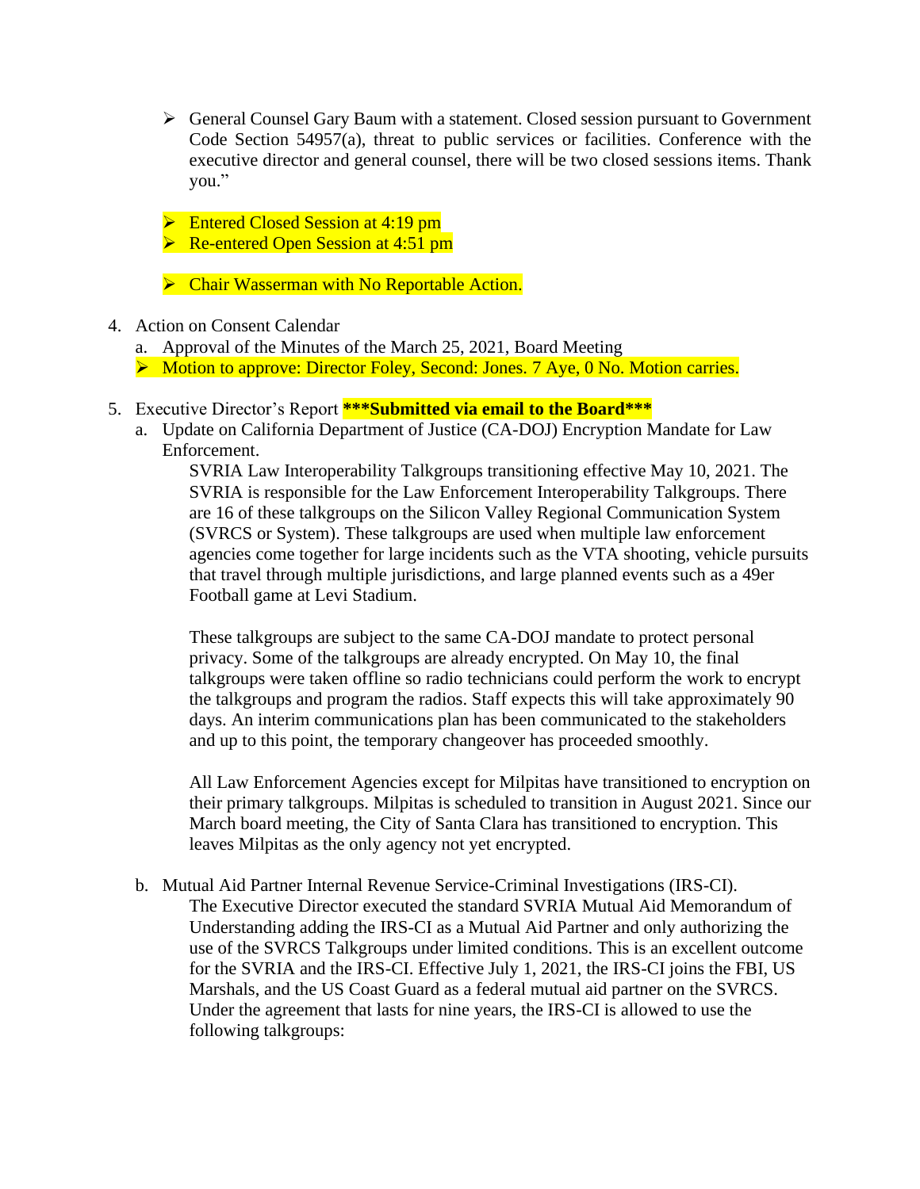- General Counsel Gary Baum with a statement. Closed session pursuant to Government Code Section 54957(a), threat to public services or facilities. Conference with the executive director and general counsel, there will be two closed sessions items. Thank you."

- Entered Closed Session at 4:19 pm
- Re-entered Open Session at 4:51 pm

- Chair Wasserman with No Reportable Action.

4. Action on Consent Calendar
   a. Approval of the Minutes of the March 25, 2021, Board Meeting
   - Motion to approve: Director Foley, Second: Jones. 7 Aye, 0 No. Motion carries.

5. Executive Director's Report **\*\*\*Submitted via email to the Board\*\*\***
   a. Update on California Department of Justice (CA-DOJ) Encryption Mandate for Law Enforcement.

      SVRIA Law Interoperability Talkgroups transitioning effective May 10, 2021. The SVRIA is responsible for the Law Enforcement Interoperability Talkgroups. There are 16 of these talkgroups on the Silicon Valley Regional Communication System (SVRCS or System). These talkgroups are used when multiple law enforcement agencies come together for large incidents such as the VTA shooting, vehicle pursuits that travel through multiple jurisdictions, and large planned events such as a 49er Football game at Levi Stadium.

      These talkgroups are subject to the same CA-DOJ mandate to protect personal privacy. Some of the talkgroups are already encrypted. On May 10, the final talkgroups were taken offline so radio technicians could perform the work to encrypt the talkgroups and program the radios. Staff expects this will take approximately 90 days. An interim communications plan has been communicated to the stakeholders and up to this point, the temporary changeover has proceeded smoothly.

      All Law Enforcement Agencies except for Milpitas have transitioned to encryption on their primary talkgroups. Milpitas is scheduled to transition in August 2021. Since our March board meeting, the City of Santa Clara has transitioned to encryption. This leaves Milpitas as the only agency not yet encrypted.

   b. Mutual Aid Partner Internal Revenue Service-Criminal Investigations (IRS-CI).

      The Executive Director executed the standard SVRIA Mutual Aid Memorandum of Understanding adding the IRS-CI as a Mutual Aid Partner and only authorizing the use of the SVRCS Talkgroups under limited conditions. This is an excellent outcome for the SVRIA and the IRS-CI. Effective July 1, 2021, the IRS-CI joins the FBI, US Marshals, and the US Coast Guard as a federal mutual aid partner on the SVRCS. Under the agreement that lasts for nine years, the IRS-CI is allowed to use the following talkgroups: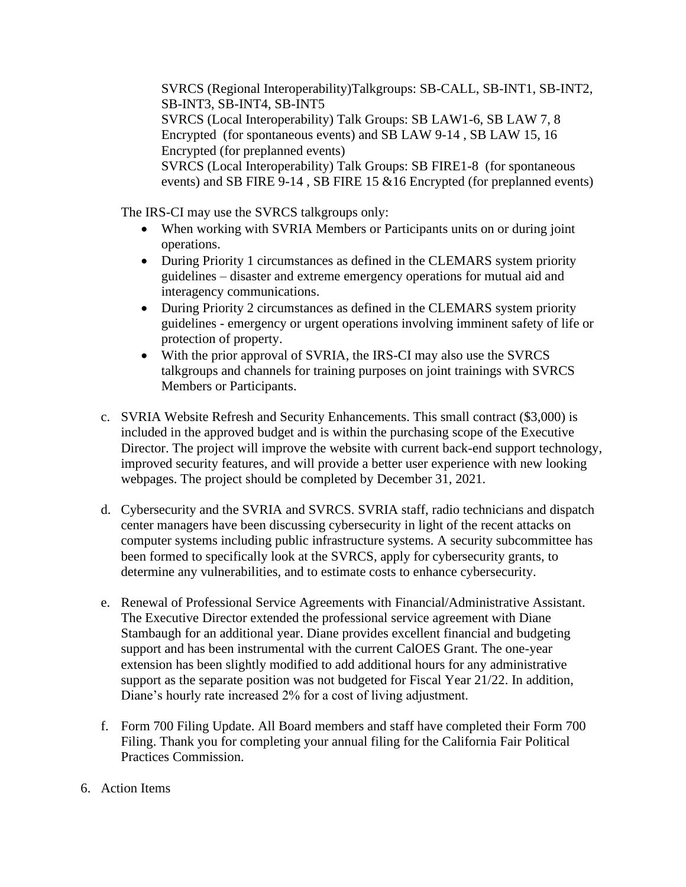SVRCS (Regional Interoperability)Talkgroups: SB-CALL, SB-INT1, SB-INT2, SB-INT3, SB-INT4, SB-INT5
SVRCS (Local Interoperability) Talk Groups: SB LAW1-6, SB LAW 7, 8 Encrypted (for spontaneous events) and SB LAW 9-14 , SB LAW 15, 16 Encrypted (for preplanned events)
SVRCS (Local Interoperability) Talk Groups: SB FIRE1-8 (for spontaneous events) and SB FIRE 9-14 , SB FIRE 15 &16 Encrypted (for preplanned events)

The IRS-CI may use the SVRCS talkgroups only:

- When working with SVRIA Members or Participants units on or during joint operations.
- During Priority 1 circumstances as defined in the CLEMARS system priority guidelines – disaster and extreme emergency operations for mutual aid and interagency communications.
- During Priority 2 circumstances as defined in the CLEMARS system priority guidelines - emergency or urgent operations involving imminent safety of life or protection of property.
- With the prior approval of SVRIA, the IRS-CI may also use the SVRCS talkgroups and channels for training purposes on joint trainings with SVRCS Members or Participants.

c. SVRIA Website Refresh and Security Enhancements. This small contract ($3,000) is included in the approved budget and is within the purchasing scope of the Executive Director. The project will improve the website with current back-end support technology, improved security features, and will provide a better user experience with new looking webpages. The project should be completed by December 31, 2021.

d. Cybersecurity and the SVRIA and SVRCS. SVRIA staff, radio technicians and dispatch center managers have been discussing cybersecurity in light of the recent attacks on computer systems including public infrastructure systems. A security subcommittee has been formed to specifically look at the SVRCS, apply for cybersecurity grants, to determine any vulnerabilities, and to estimate costs to enhance cybersecurity.

e. Renewal of Professional Service Agreements with Financial/Administrative Assistant. The Executive Director extended the professional service agreement with Diane Stambaugh for an additional year. Diane provides excellent financial and budgeting support and has been instrumental with the current CalOES Grant. The one-year extension has been slightly modified to add additional hours for any administrative support as the separate position was not budgeted for Fiscal Year 21/22. In addition, Diane's hourly rate increased 2% for a cost of living adjustment.

f. Form 700 Filing Update. All Board members and staff have completed their Form 700 Filing. Thank you for completing your annual filing for the California Fair Political Practices Commission.

6. Action Items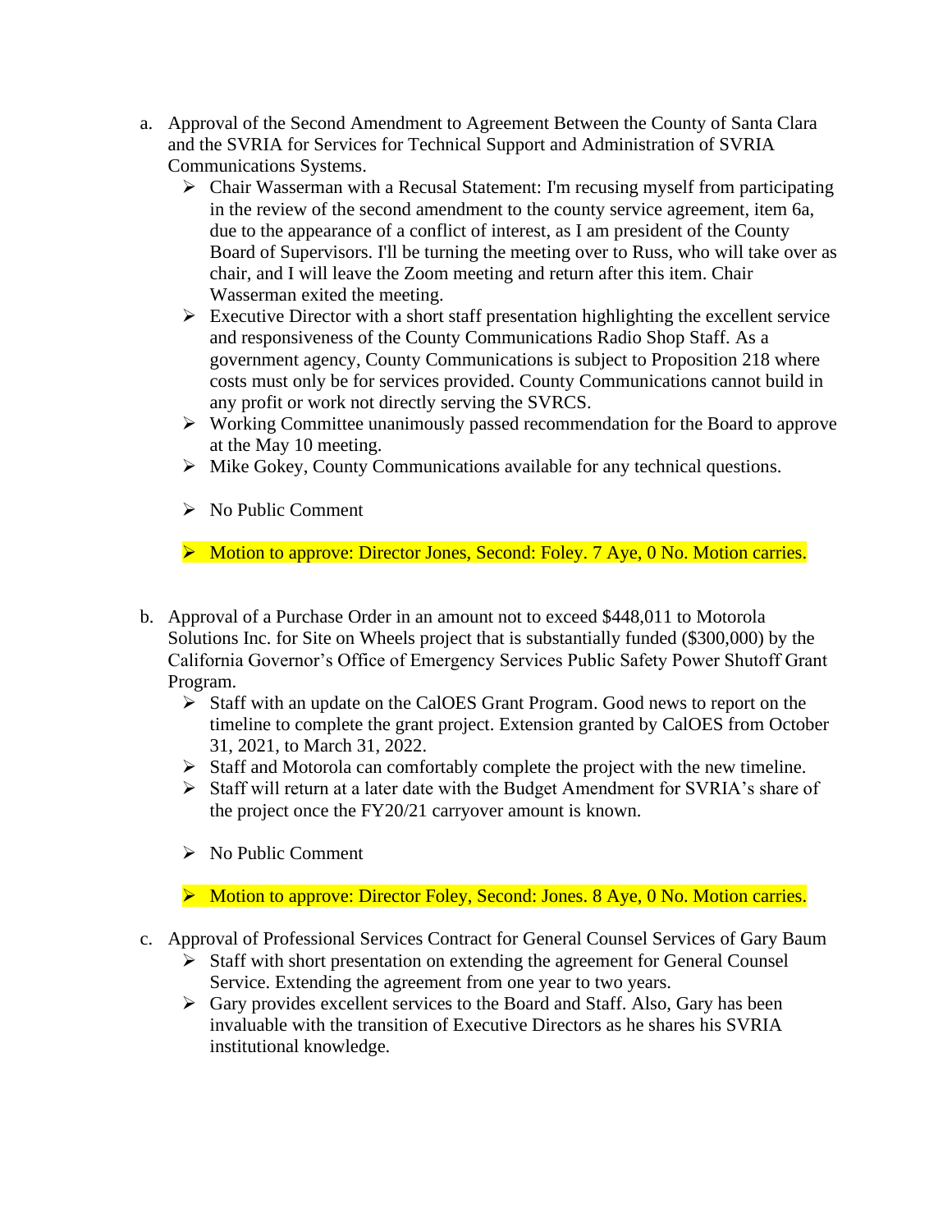a. Approval of the Second Amendment to Agreement Between the County of Santa Clara and the SVRIA for Services for Technical Support and Administration of SVRIA Communications Systems.
   - Chair Wasserman with a Recusal Statement: I'm recusing myself from participating in the review of the second amendment to the county service agreement, item 6a, due to the appearance of a conflict of interest, as I am president of the County Board of Supervisors. I'll be turning the meeting over to Russ, who will take over as chair, and I will leave the Zoom meeting and return after this item. Chair Wasserman exited the meeting.
   - Executive Director with a short staff presentation highlighting the excellent service and responsiveness of the County Communications Radio Shop Staff. As a government agency, County Communications is subject to Proposition 218 where costs must only be for services provided. County Communications cannot build in any profit or work not directly serving the SVRCS.
   - Working Committee unanimously passed recommendation for the Board to approve at the May 10 meeting.
   - Mike Gokey, County Communications available for any technical questions.
   - No Public Comment
   - Motion to approve: Director Jones, Second: Foley. 7 Aye, 0 No. Motion carries.

b. Approval of a Purchase Order in an amount not to exceed $448,011 to Motorola Solutions Inc. for Site on Wheels project that is substantially funded ($300,000) by the California Governor's Office of Emergency Services Public Safety Power Shutoff Grant Program.
   - Staff with an update on the CalOES Grant Program. Good news to report on the timeline to complete the grant project. Extension granted by CalOES from October 31, 2021, to March 31, 2022.
   - Staff and Motorola can comfortably complete the project with the new timeline.
   - Staff will return at a later date with the Budget Amendment for SVRIA's share of the project once the FY20/21 carryover amount is known.
   - No Public Comment
   - Motion to approve: Director Foley, Second: Jones. 8 Aye, 0 No. Motion carries.

c. Approval of Professional Services Contract for General Counsel Services of Gary Baum
   - Staff with short presentation on extending the agreement for General Counsel Service. Extending the agreement from one year to two years.
   - Gary provides excellent services to the Board and Staff. Also, Gary has been invaluable with the transition of Executive Directors as he shares his SVRIA institutional knowledge.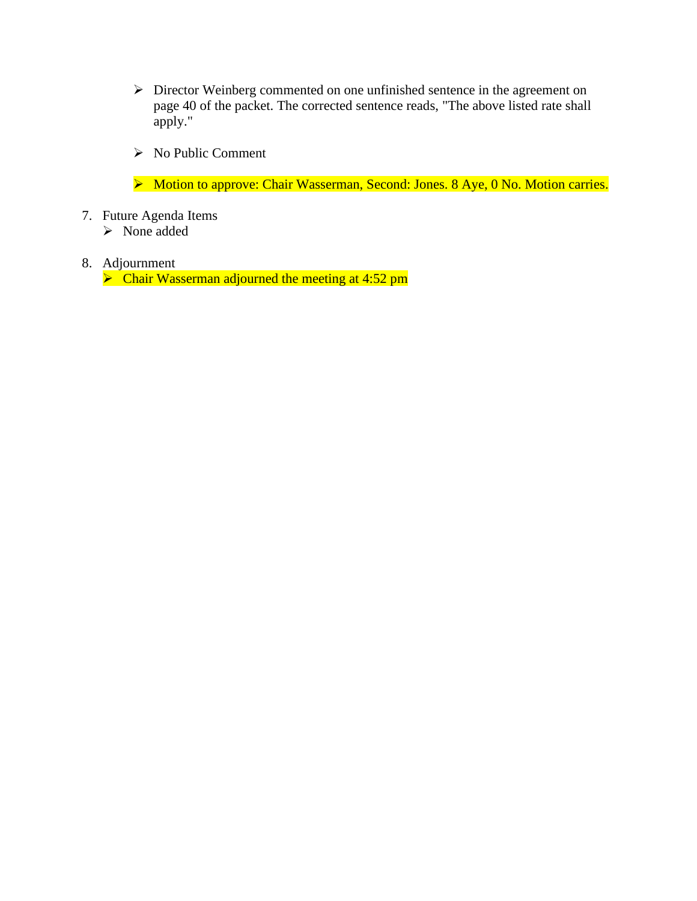- Director Weinberg commented on one unfinished sentence in the agreement on page 40 of the packet. The corrected sentence reads, "The above listed rate shall apply."

- No Public Comment

- Motion to approve: Chair Wasserman, Second: Jones. 8 Aye, 0 No. Motion carries.

7. Future Agenda Items
   - None added

8. Adjournment
   - Chair Wasserman adjourned the meeting at 4:52 pm